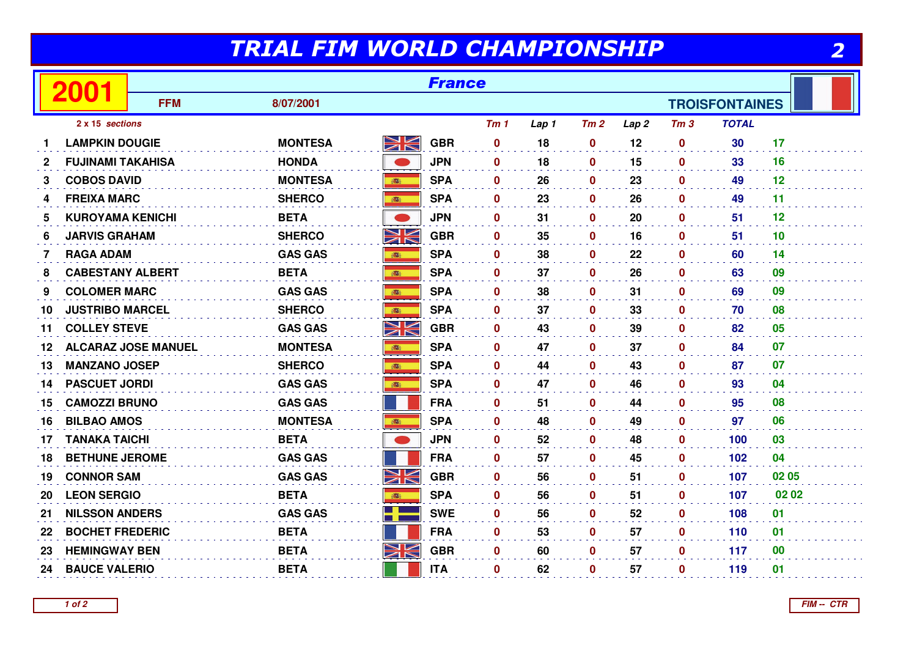# TRIAL FIM WORLD CHAMPIONSHIP

## 2001 — France

FFM — 8/07/2001 — TROISFONTAINES

*2 x 15 sections*

| | | | | Tm 1 | Lap 1 | Tm 2 | Lap 2 | Tm 3 | TOTAL | |
|---|---|---|---|---|---|---|---|---|---|---|
| 1 | LAMPKIN DOUGIE | MONTESA | GBR | 0 | 18 | 0 | 12 | 0 | 30 | 17 |
| 2 | FUJINAMI TAKAHISA | HONDA | JPN | 0 | 18 | 0 | 15 | 0 | 33 | 16 |
| 3 | COBOS DAVID | MONTESA | SPA | 0 | 26 | 0 | 23 | 0 | 49 | 12 |
| 4 | FREIXA MARC | SHERCO | SPA | 0 | 23 | 0 | 26 | 0 | 49 | 11 |
| 5 | KUROYAMA KENICHI | BETA | JPN | 0 | 31 | 0 | 20 | 0 | 51 | 12 |
| 6 | JARVIS GRAHAM | SHERCO | GBR | 0 | 35 | 0 | 16 | 0 | 51 | 10 |
| 7 | RAGA ADAM | GAS GAS | SPA | 0 | 38 | 0 | 22 | 0 | 60 | 14 |
| 8 | CABESTANY ALBERT | BETA | SPA | 0 | 37 | 0 | 26 | 0 | 63 | 09 |
| 9 | COLOMER MARC | GAS GAS | SPA | 0 | 38 | 0 | 31 | 0 | 69 | 09 |
| 10 | JUSTRIBO MARCEL | SHERCO | SPA | 0 | 37 | 0 | 33 | 0 | 70 | 08 |
| 11 | COLLEY STEVE | GAS GAS | GBR | 0 | 43 | 0 | 39 | 0 | 82 | 05 |
| 12 | ALCARAZ JOSE MANUEL | MONTESA | SPA | 0 | 47 | 0 | 37 | 0 | 84 | 07 |
| 13 | MANZANO JOSEP | SHERCO | SPA | 0 | 44 | 0 | 43 | 0 | 87 | 07 |
| 14 | PASCUET JORDI | GAS GAS | SPA | 0 | 47 | 0 | 46 | 0 | 93 | 04 |
| 15 | CAMOZZI BRUNO | GAS GAS | FRA | 0 | 51 | 0 | 44 | 0 | 95 | 08 |
| 16 | BILBAO AMOS | MONTESA | SPA | 0 | 48 | 0 | 49 | 0 | 97 | 06 |
| 17 | TANAKA TAICHI | BETA | JPN | 0 | 52 | 0 | 48 | 0 | 100 | 03 |
| 18 | BETHUNE JEROME | GAS GAS | FRA | 0 | 57 | 0 | 45 | 0 | 102 | 04 |
| 19 | CONNOR SAM | GAS GAS | GBR | 0 | 56 | 0 | 51 | 0 | 107 | 02 05 |
| 20 | LEON SERGIO | BETA | SPA | 0 | 56 | 0 | 51 | 0 | 107 | 02 02 |
| 21 | NILSSON ANDERS | GAS GAS | SWE | 0 | 56 | 0 | 52 | 0 | 108 | 01 |
| 22 | BOCHET FREDERIC | BETA | FRA | 0 | 53 | 0 | 57 | 0 | 110 | 01 |
| 23 | HEMINGWAY BEN | BETA | GBR | 0 | 60 | 0 | 57 | 0 | 117 | 00 |
| 24 | BAUCE VALERIO | BETA | ITA | 0 | 62 | 0 | 57 | 0 | 119 | 01 |

FIM -- CTR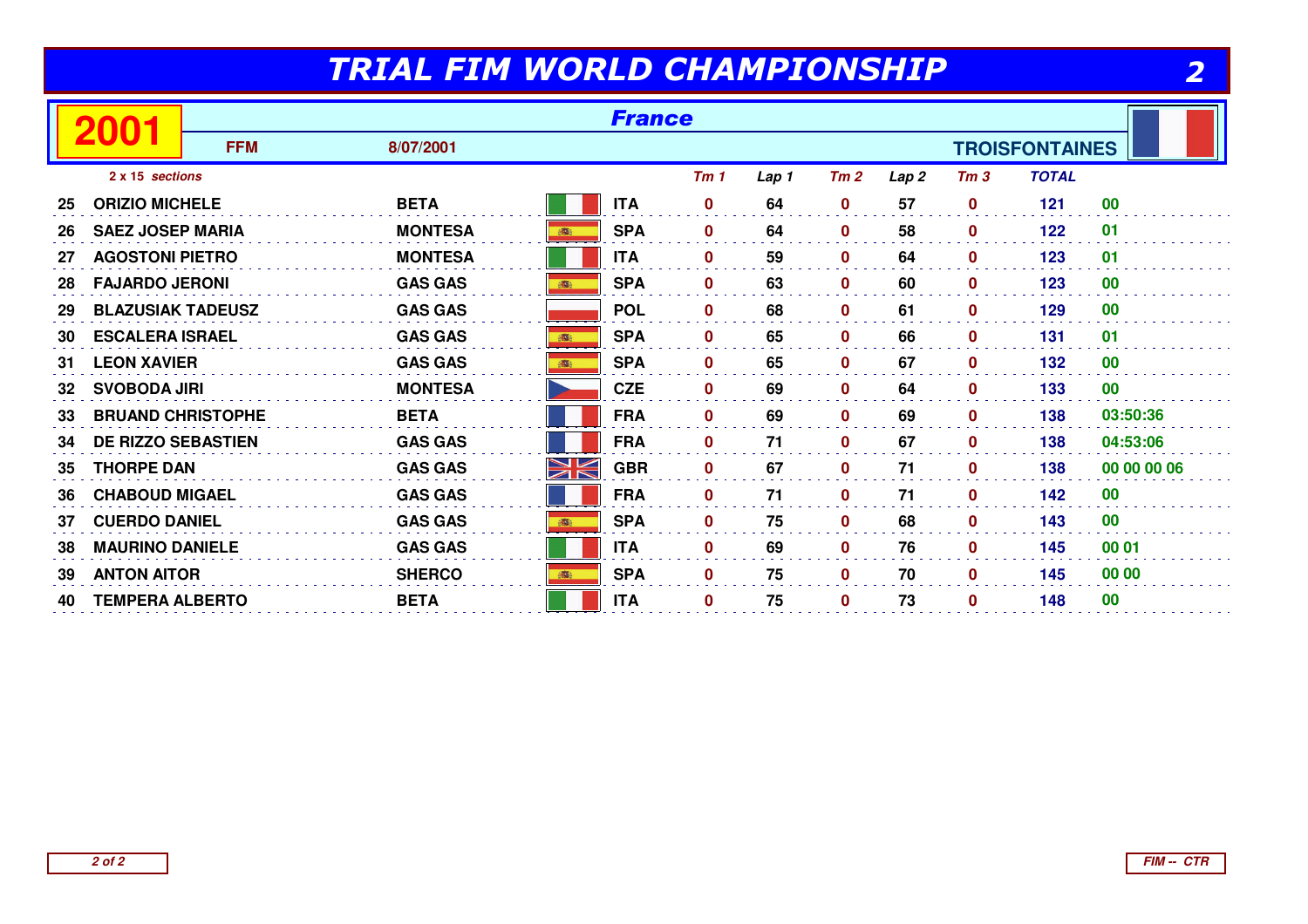# TRIAL FIM WORLD CHAMPIONSHIP

## 2001 — France

**FFM** — 8/07/2001 — **TROISFONTAINES**

*2 x 15 sections*

| | | | | *Tm 1* | *Lap 1* | *Tm 2* | *Lap 2* | *Tm 3* | *TOTAL* | |
|---|---|---|---|---|---|---|---|---|---|---|
| 25 | ORIZIO MICHELE | BETA | ITA | 0 | 64 | 0 | 57 | 0 | 121 | 00 |
| 26 | SAEZ JOSEP MARIA | MONTESA | SPA | 0 | 64 | 0 | 58 | 0 | 122 | 01 |
| 27 | AGOSTONI PIETRO | MONTESA | ITA | 0 | 59 | 0 | 64 | 0 | 123 | 01 |
| 28 | FAJARDO JERONI | GAS GAS | SPA | 0 | 63 | 0 | 60 | 0 | 123 | 00 |
| 29 | BLAZUSIAK TADEUSZ | GAS GAS | POL | 0 | 68 | 0 | 61 | 0 | 129 | 00 |
| 30 | ESCALERA ISRAEL | GAS GAS | SPA | 0 | 65 | 0 | 66 | 0 | 131 | 01 |
| 31 | LEON XAVIER | GAS GAS | SPA | 0 | 65 | 0 | 67 | 0 | 132 | 00 |
| 32 | SVOBODA JIRI | MONTESA | CZE | 0 | 69 | 0 | 64 | 0 | 133 | 00 |
| 33 | BRUAND CHRISTOPHE | BETA | FRA | 0 | 69 | 0 | 69 | 0 | 138 | 03:50:36 |
| 34 | DE RIZZO SEBASTIEN | GAS GAS | FRA | 0 | 71 | 0 | 67 | 0 | 138 | 04:53:06 |
| 35 | THORPE DAN | GAS GAS | GBR | 0 | 67 | 0 | 71 | 0 | 138 | 00 00 00 06 |
| 36 | CHABOUD MIGAEL | GAS GAS | FRA | 0 | 71 | 0 | 71 | 0 | 142 | 00 |
| 37 | CUERDO DANIEL | GAS GAS | SPA | 0 | 75 | 0 | 68 | 0 | 143 | 00 |
| 38 | MAURINO DANIELE | GAS GAS | ITA | 0 | 69 | 0 | 76 | 0 | 145 | 00 01 |
| 39 | ANTON AITOR | SHERCO | SPA | 0 | 75 | 0 | 70 | 0 | 145 | 00 00 |
| 40 | TEMPERA ALBERTO | BETA | ITA | 0 | 75 | 0 | 73 | 0 | 148 | 00 |

FIM -- CTR